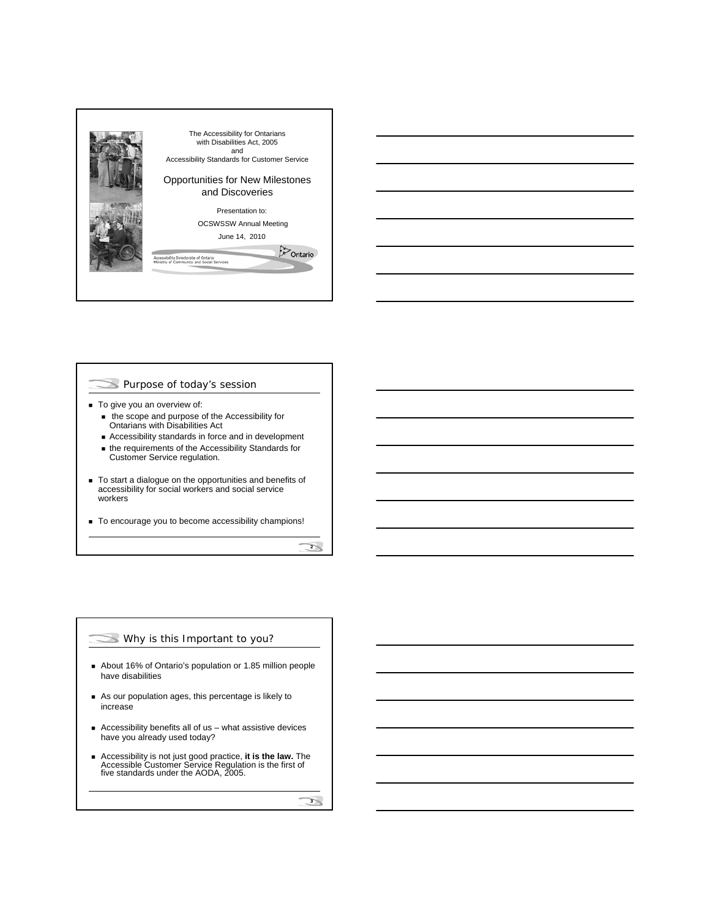The Accessibility for Ontarians with Disabilities Act, 2005 and Accessibility Standards for Customer Service

# Opportunities for New Milestones and Discoveries

Presentation to:

OCSWSSW Annual Meeting

June 14, 2010

Accessibility Directorate of Ontario
Ministry of Community and Social Services

Ontario

## Purpose of today's session

- To give you an overview of:
  - the scope and purpose of the Accessibility for Ontarians with Disabilities Act
  - Accessibility standards in force and in development
  - the requirements of the Accessibility Standards for Customer Service regulation.
- To start a dialogue on the opportunities and benefits of accessibility for social workers and social service workers
- To encourage you to become accessibility champions!

## Why is this Important to you?

- About 16% of Ontario's population or 1.85 million people have disabilities
- As our population ages, this percentage is likely to increase
- Accessibility benefits all of us – what assistive devices have you already used today?
- Accessibility is not just good practice, **it is the law.** The Accessible Customer Service Regulation is the first of five standards under the AODA, 2005.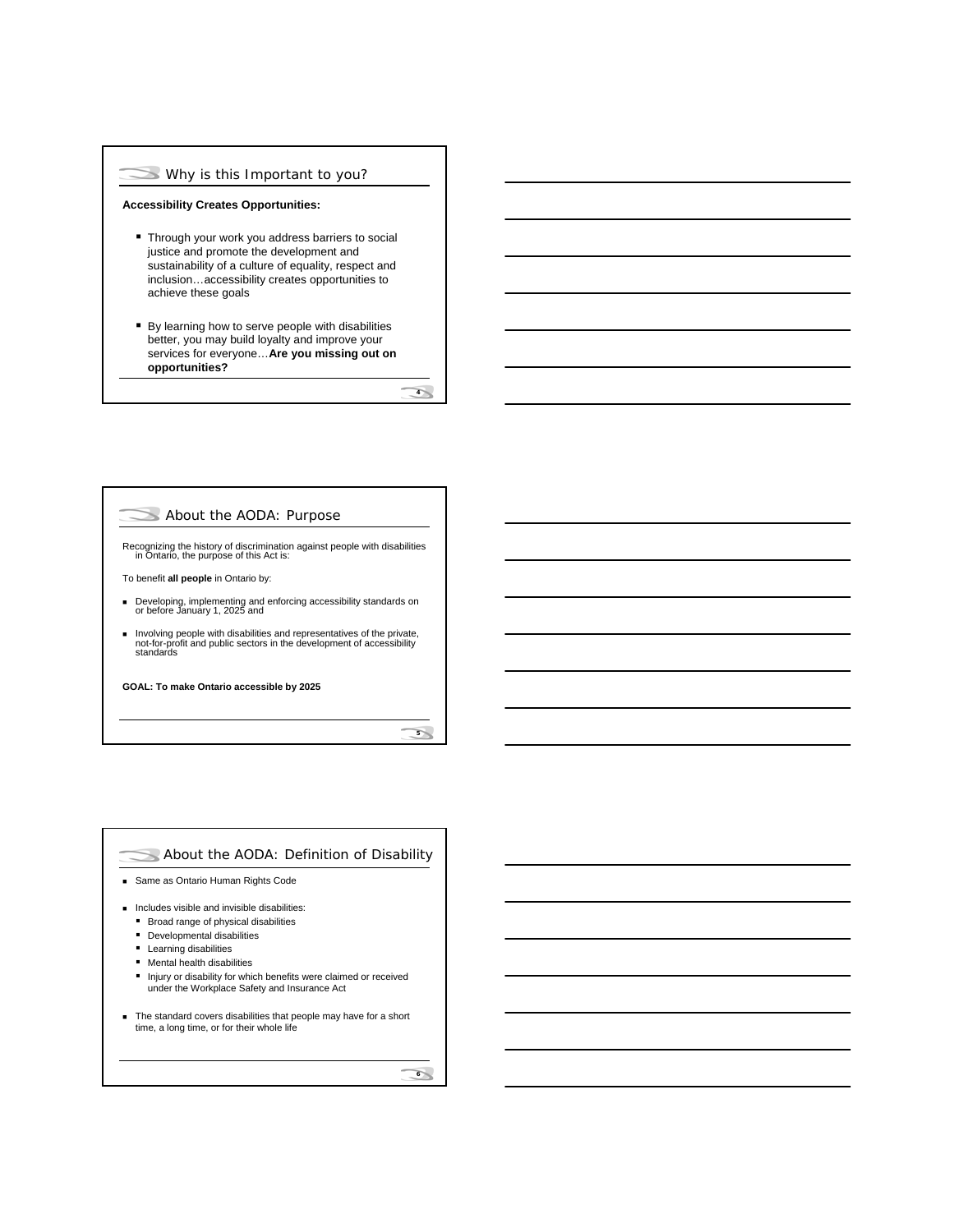## Why is this Important to you?

**Accessibility Creates Opportunities:**

- Through your work you address barriers to social justice and promote the development and sustainability of a culture of equality, respect and inclusion…accessibility creates opportunities to achieve these goals
- By learning how to serve people with disabilities better, you may build loyalty and improve your services for everyone…**Are you missing out on opportunities?**

## About the AODA: Purpose

Recognizing the history of discrimination against people with disabilities in Ontario, the purpose of this Act is:

To benefit **all people** in Ontario by:

- Developing, implementing and enforcing accessibility standards on or before January 1, 2025 and
- Involving people with disabilities and representatives of the private, not-for-profit and public sectors in the development of accessibility standards

**GOAL: To make Ontario accessible by 2025**

## About the AODA: Definition of Disability

- Same as Ontario Human Rights Code
- Includes visible and invisible disabilities:
  - Broad range of physical disabilities
  - Developmental disabilities
  - Learning disabilities
  - Mental health disabilities
  - Injury or disability for which benefits were claimed or received under the Workplace Safety and Insurance Act
- The standard covers disabilities that people may have for a short time, a long time, or for their whole life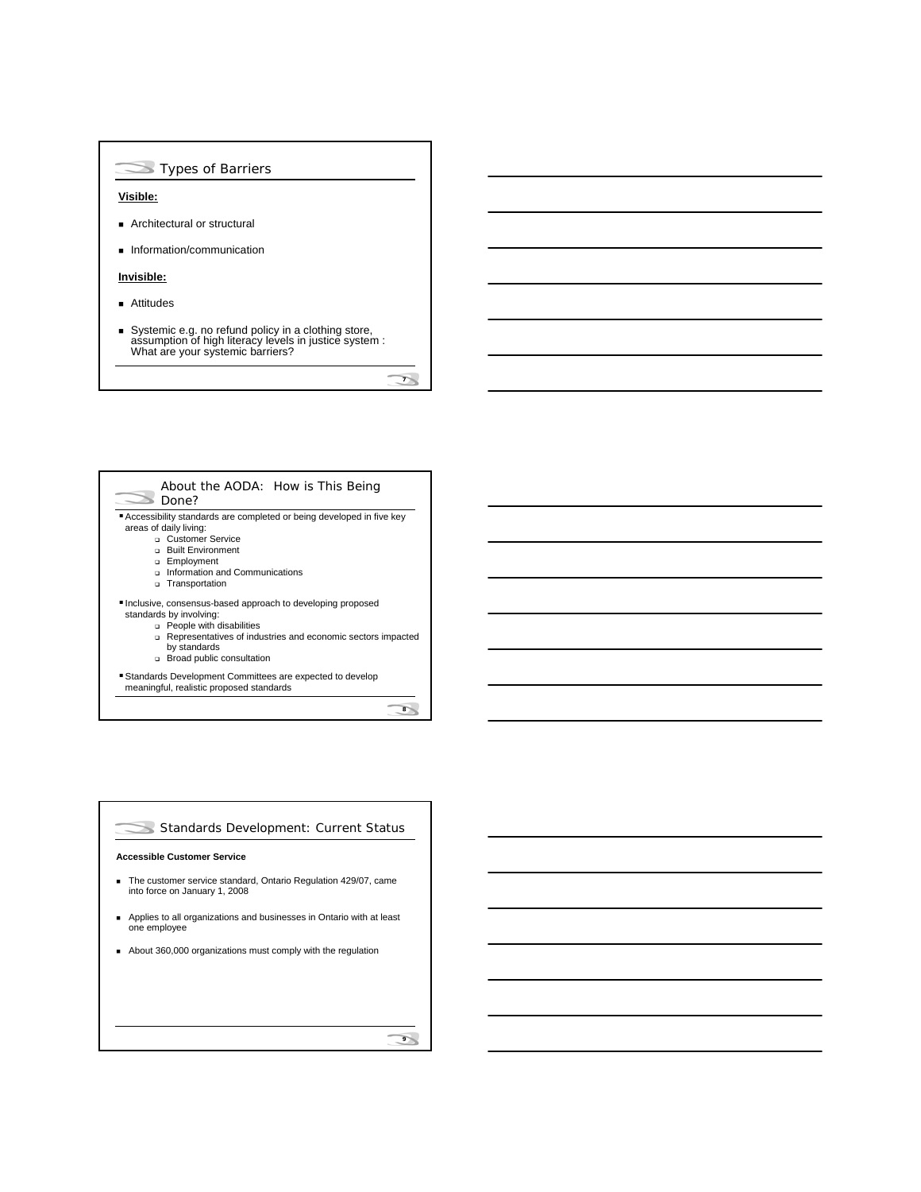## Types of Barriers

**Visible:**

- Architectural or structural
- Information/communication

**Invisible:**

- Attitudes
- Systemic e.g. no refund policy in a clothing store, assumption of high literacy levels in justice system : What are your systemic barriers?

## About the AODA: How is This Being Done?

- Accessibility standards are completed or being developed in five key areas of daily living:
  - Customer Service
  - Built Environment
  - Employment
  - Information and Communications
  - Transportation
- Inclusive, consensus-based approach to developing proposed standards by involving:
  - People with disabilities
  - Representatives of industries and economic sectors impacted by standards
  - Broad public consultation
- Standards Development Committees are expected to develop meaningful, realistic proposed standards

## Standards Development: Current Status

**Accessible Customer Service**

- The customer service standard, Ontario Regulation 429/07, came into force on January 1, 2008
- Applies to all organizations and businesses in Ontario with at least one employee
- About 360,000 organizations must comply with the regulation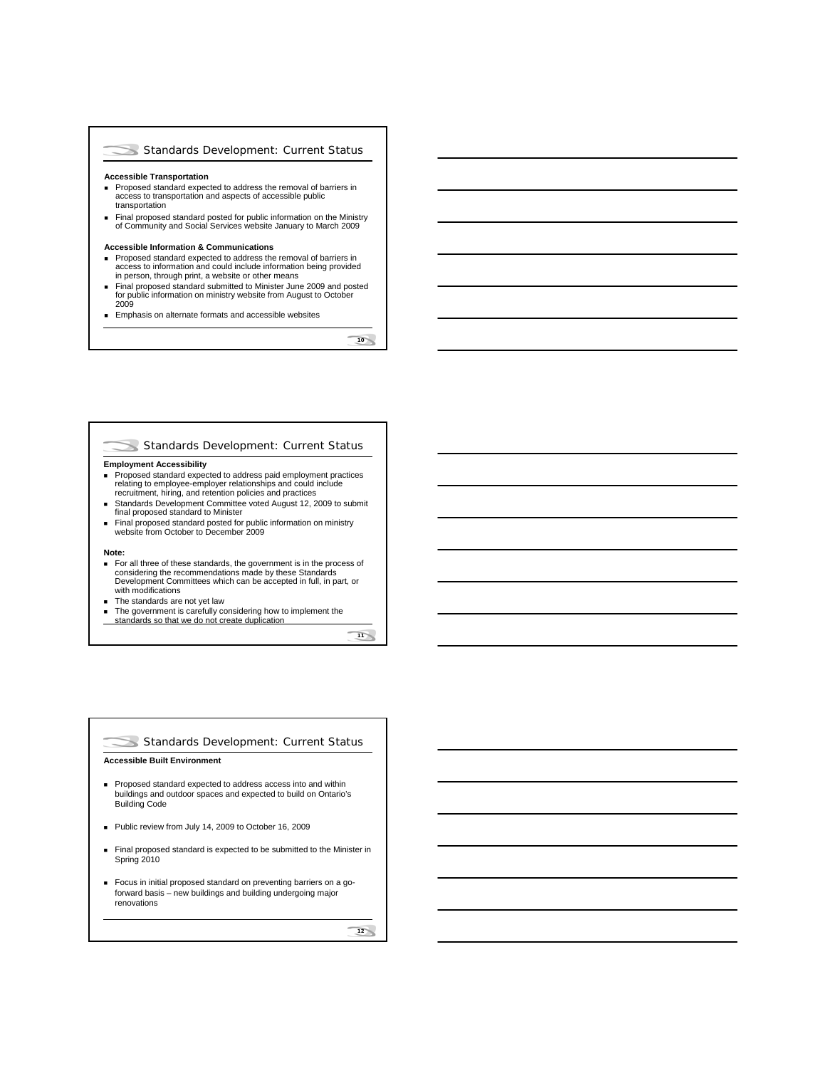## Standards Development: Current Status

**Accessible Transportation**

- Proposed standard expected to address the removal of barriers in access to transportation and aspects of accessible public transportation
- Final proposed standard posted for public information on the Ministry of Community and Social Services website January to March 2009

**Accessible Information & Communications**

- Proposed standard expected to address the removal of barriers in access to information and could include information being provided in person, through print, a website or other means
- Final proposed standard submitted to Minister June 2009 and posted for public information on ministry website from August to October 2009
- Emphasis on alternate formats and accessible websites

## Standards Development: Current Status

**Employment Accessibility**

- Proposed standard expected to address paid employment practices relating to employee-employer relationships and could include recruitment, hiring, and retention policies and practices
- Standards Development Committee voted August 12, 2009 to submit final proposed standard to Minister
- Final proposed standard posted for public information on ministry website from October to December 2009

**Note:**

- For all three of these standards, the government is in the process of considering the recommendations made by these Standards Development Committees which can be accepted in full, in part, or with modifications
- The standards are not yet law
- The government is carefully considering how to implement the standards so that we do not create duplication

## Standards Development: Current Status

**Accessible Built Environment**

- Proposed standard expected to address access into and within buildings and outdoor spaces and expected to build on Ontario's Building Code
- Public review from July 14, 2009 to October 16, 2009
- Final proposed standard is expected to be submitted to the Minister in Spring 2010
- Focus in initial proposed standard on preventing barriers on a go-forward basis – new buildings and building undergoing major renovations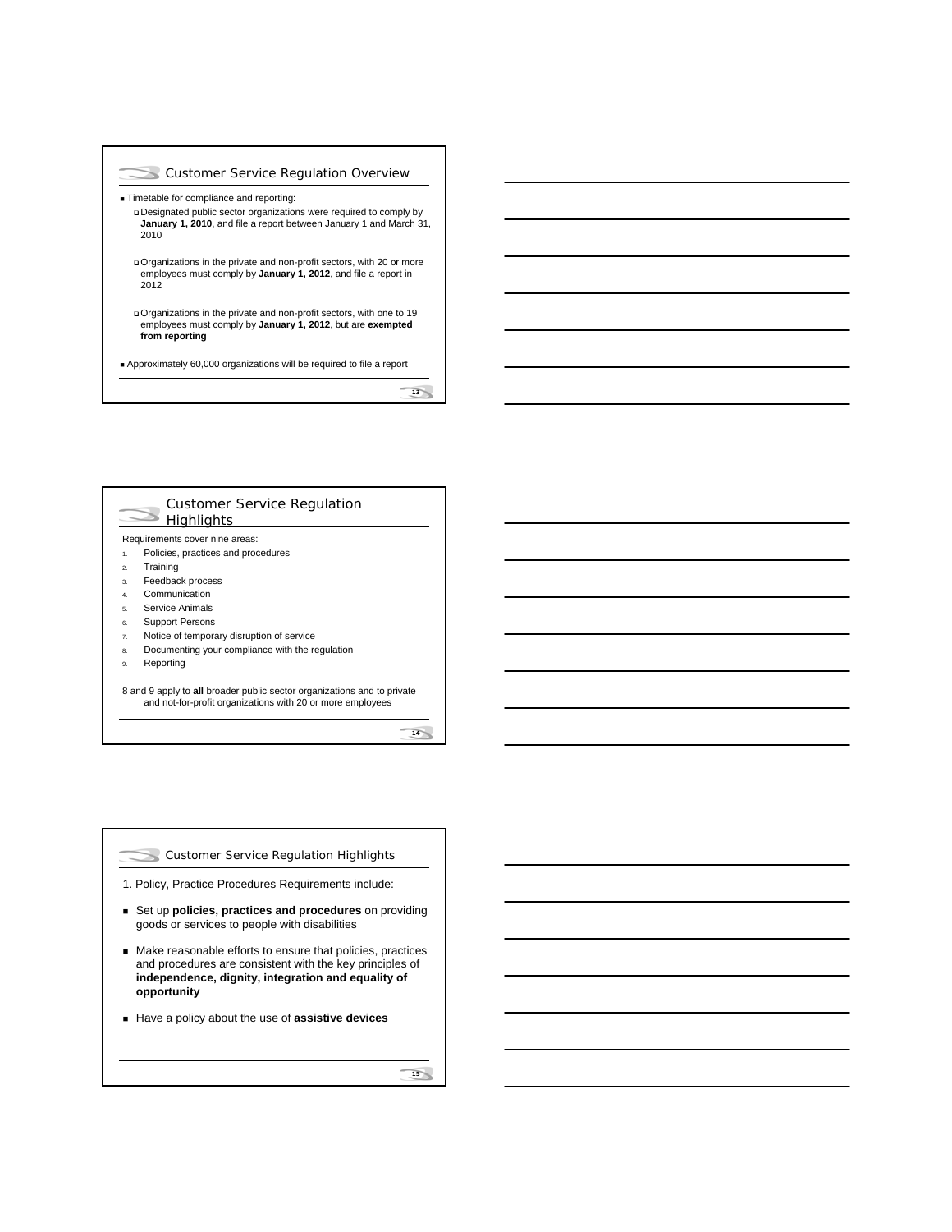## Customer Service Regulation Overview

- Timetable for compliance and reporting:
  - Designated public sector organizations were required to comply by **January 1, 2010**, and file a report between January 1 and March 31, 2010
  - Organizations in the private and non-profit sectors, with 20 or more employees must comply by **January 1, 2012**, and file a report in 2012
  - Organizations in the private and non-profit sectors, with one to 19 employees must comply by **January 1, 2012**, but are **exempted from reporting**
- Approximately 60,000 organizations will be required to file a report

## Customer Service Regulation Highlights

Requirements cover nine areas:

1. Policies, practices and procedures
2. Training
3. Feedback process
4. Communication
5. Service Animals
6. Support Persons
7. Notice of temporary disruption of service
8. Documenting your compliance with the regulation
9. Reporting

8 and 9 apply to **all** broader public sector organizations and to private and not-for-profit organizations with 20 or more employees

## Customer Service Regulation Highlights

1. Policy, Practice Procedures Requirements include:

- Set up **policies, practices and procedures** on providing goods or services to people with disabilities
- Make reasonable efforts to ensure that policies, practices and procedures are consistent with the key principles of **independence, dignity, integration and equality of opportunity**
- Have a policy about the use of **assistive devices**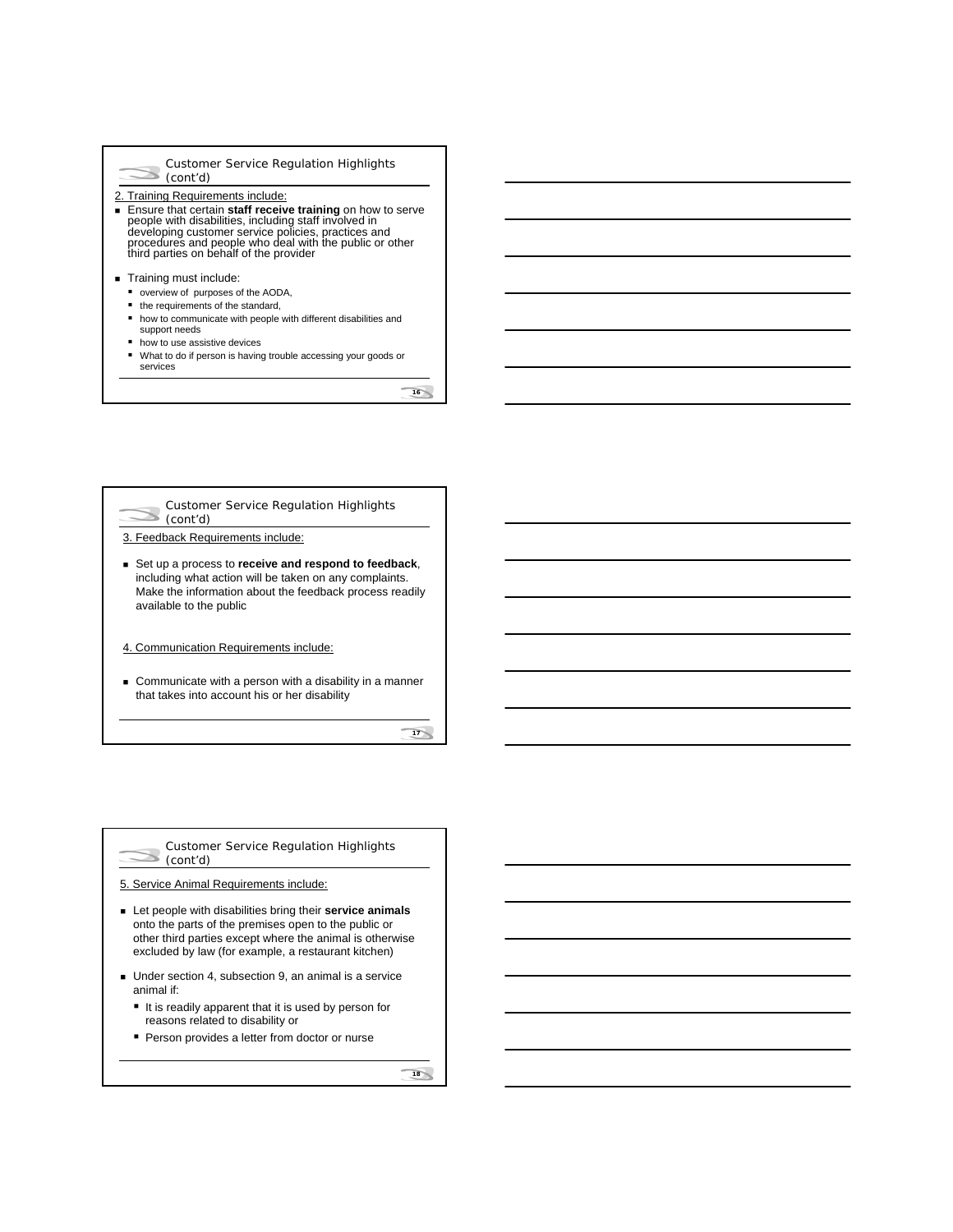## Customer Service Regulation Highlights (cont'd)

2. Training Requirements include:

- Ensure that certain **staff receive training** on how to serve people with disabilities, including staff involved in developing customer service policies, practices and procedures and people who deal with the public or other third parties on behalf of the provider
- Training must include:
  - overview of purposes of the AODA,
  - the requirements of the standard,
  - how to communicate with people with different disabilities and support needs
  - how to use assistive devices
  - What to do if person is having trouble accessing your goods or services

## Customer Service Regulation Highlights (cont'd)

3. Feedback Requirements include:

- Set up a process to **receive and respond to feedback**, including what action will be taken on any complaints. Make the information about the feedback process readily available to the public

4. Communication Requirements include:

- Communicate with a person with a disability in a manner that takes into account his or her disability

## Customer Service Regulation Highlights (cont'd)

5. Service Animal Requirements include:

- Let people with disabilities bring their **service animals** onto the parts of the premises open to the public or other third parties except where the animal is otherwise excluded by law (for example, a restaurant kitchen)
- Under section 4, subsection 9, an animal is a service animal if:
  - It is readily apparent that it is used by person for reasons related to disability or
  - Person provides a letter from doctor or nurse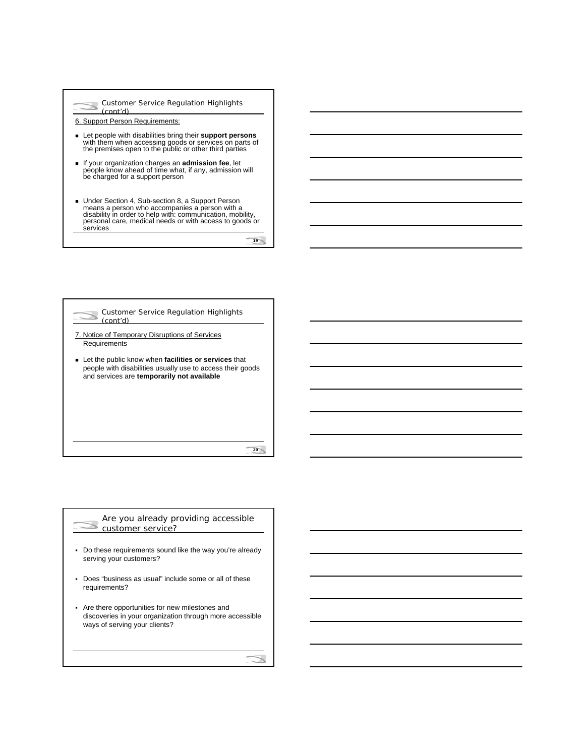## Customer Service Regulation Highlights (cont'd)

6. Support Person Requirements:

- Let people with disabilities bring their **support persons** with them when accessing goods or services on parts of the premises open to the public or other third parties
- If your organization charges an **admission fee**, let people know ahead of time what, if any, admission will be charged for a support person
- Under Section 4, Sub-section 8, a Support Person means a person who accompanies a person with a disability in order to help with: communication, mobility, personal care, medical needs or with access to goods or services

## Customer Service Regulation Highlights (cont'd)

7. Notice of Temporary Disruptions of Services Requirements

- Let the public know when **facilities or services** that people with disabilities usually use to access their goods and services are **temporarily not available**

## Are you already providing accessible customer service?

- Do these requirements sound like the way you're already serving your customers?
- Does "business as usual" include some or all of these requirements?
- Are there opportunities for new milestones and discoveries in your organization through more accessible ways of serving your clients?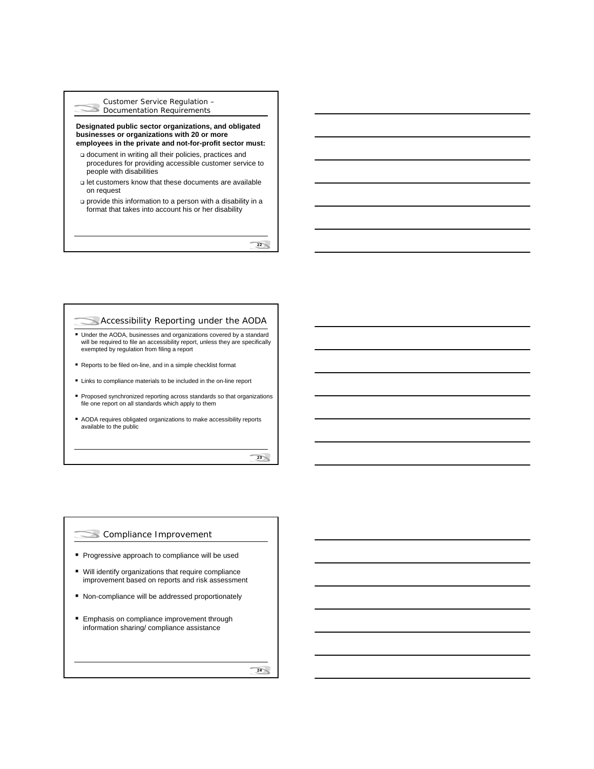## Customer Service Regulation – Documentation Requirements

**Designated public sector organizations, and obligated businesses or organizations with 20 or more employees in the private and not-for-profit sector must:**

- document in writing all their policies, practices and procedures for providing accessible customer service to people with disabilities
- let customers know that these documents are available on request
- provide this information to a person with a disability in a format that takes into account his or her disability

## Accessibility Reporting under the AODA

- Under the AODA, businesses and organizations covered by a standard will be required to file an accessibility report, unless they are specifically exempted by regulation from filing a report
- Reports to be filed on-line, and in a simple checklist format
- Links to compliance materials to be included in the on-line report
- Proposed synchronized reporting across standards so that organizations file one report on all standards which apply to them
- AODA requires obligated organizations to make accessibility reports available to the public

## Compliance Improvement

- Progressive approach to compliance will be used
- Will identify organizations that require compliance improvement based on reports and risk assessment
- Non-compliance will be addressed proportionately
- Emphasis on compliance improvement through information sharing/ compliance assistance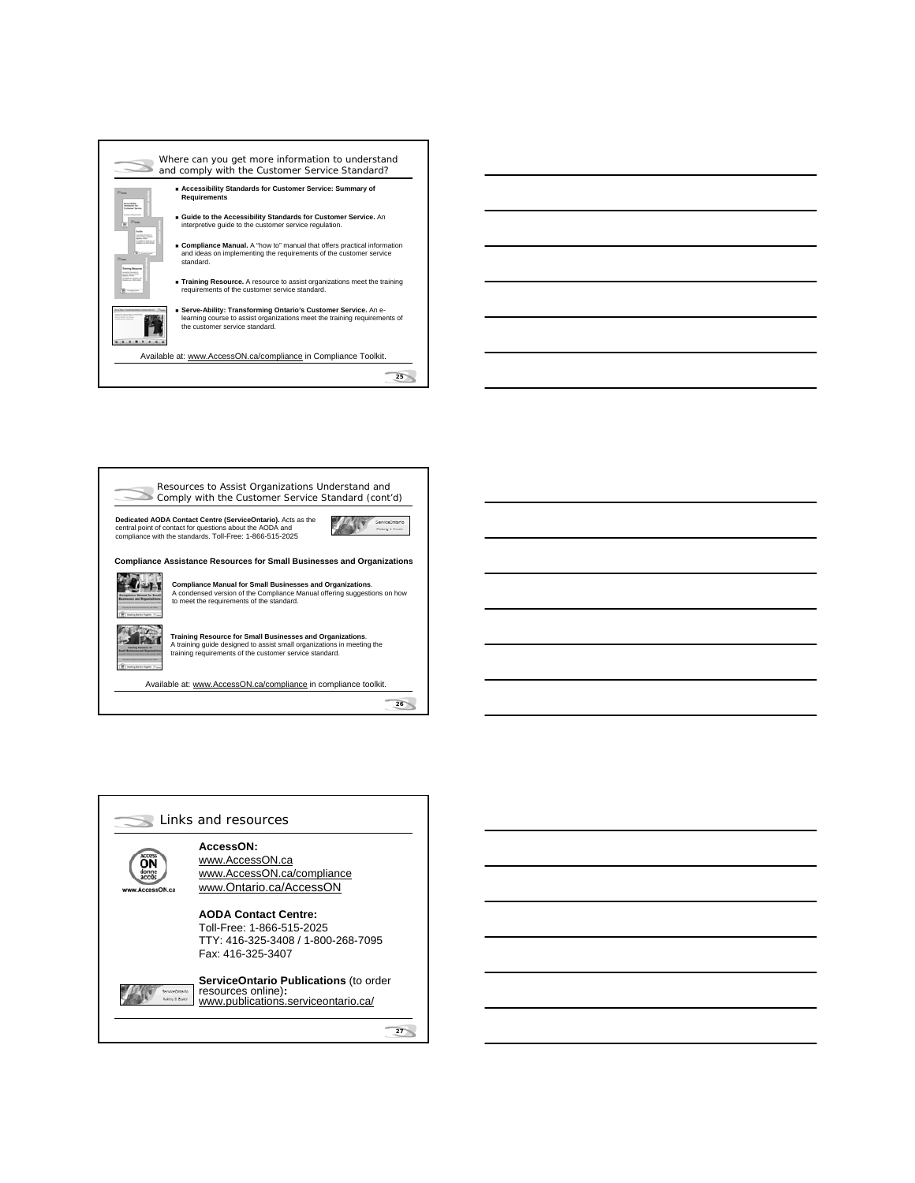## Where can you get more information to understand and comply with the Customer Service Standard?

- **Accessibility Standards for Customer Service: Summary of Requirements**
- **Guide to the Accessibility Standards for Customer Service.** An interpretive guide to the customer service regulation.
- **Compliance Manual.** A "how to" manual that offers practical information and ideas on implementing the requirements of the customer service standard.
- **Training Resource.** A resource to assist organizations meet the training requirements of the customer service standard.
- **Serve-Ability: Transforming Ontario's Customer Service.** An e-learning course to assist organizations meet the training requirements of the customer service standard.

Available at: www.AccessON.ca/compliance in Compliance Toolkit.

## Resources to Assist Organizations Understand and Comply with the Customer Service Standard (cont'd)

**Dedicated AODA Contact Centre (ServiceOntario).** Acts as the central point of contact for questions about the AODA and compliance with the standards. Toll-Free: 1-866-515-2025

**Compliance Assistance Resources for Small Businesses and Organizations**

**Compliance Manual for Small Businesses and Organizations**. A condensed version of the Compliance Manual offering suggestions on how to meet the requirements of the standard.

**Training Resource for Small Businesses and Organizations**. A training guide designed to assist small organizations in meeting the training requirements of the customer service standard.

Available at: www.AccessON.ca/compliance in compliance toolkit.

## Links and resources

**AccessON:**
www.AccessON.ca
www.AccessON.ca/compliance
www.Ontario.ca/AccessON

**AODA Contact Centre:**
Toll-Free: 1-866-515-2025
TTY: 416-325-3408 / 1-800-268-7095
Fax: 416-325-3407

**ServiceOntario Publications** (to order resources online)**:**
www.publications.serviceontario.ca/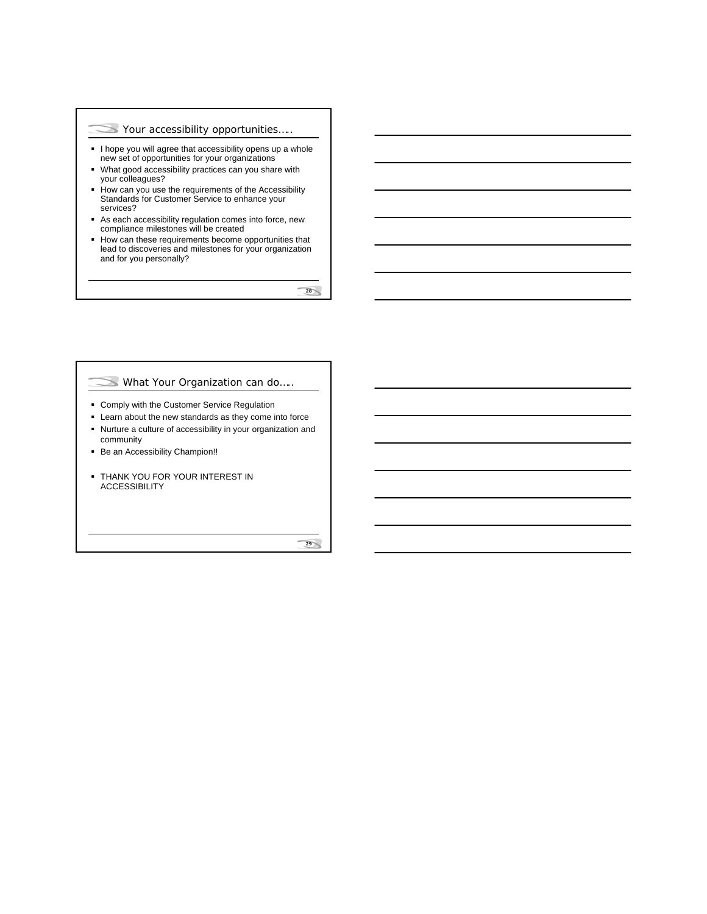## Your accessibility opportunities…..

- I hope you will agree that accessibility opens up a whole new set of opportunities for your organizations
- What good accessibility practices can you share with your colleagues?
- How can you use the requirements of the Accessibility Standards for Customer Service to enhance your services?
- As each accessibility regulation comes into force, new compliance milestones will be created
- How can these requirements become opportunities that lead to discoveries and milestones for your organization and for you personally?

## What Your Organization can do…..

- Comply with the Customer Service Regulation
- Learn about the new standards as they come into force
- Nurture a culture of accessibility in your organization and community
- Be an Accessibility Champion!!
- THANK YOU FOR YOUR INTEREST IN ACCESSIBILITY